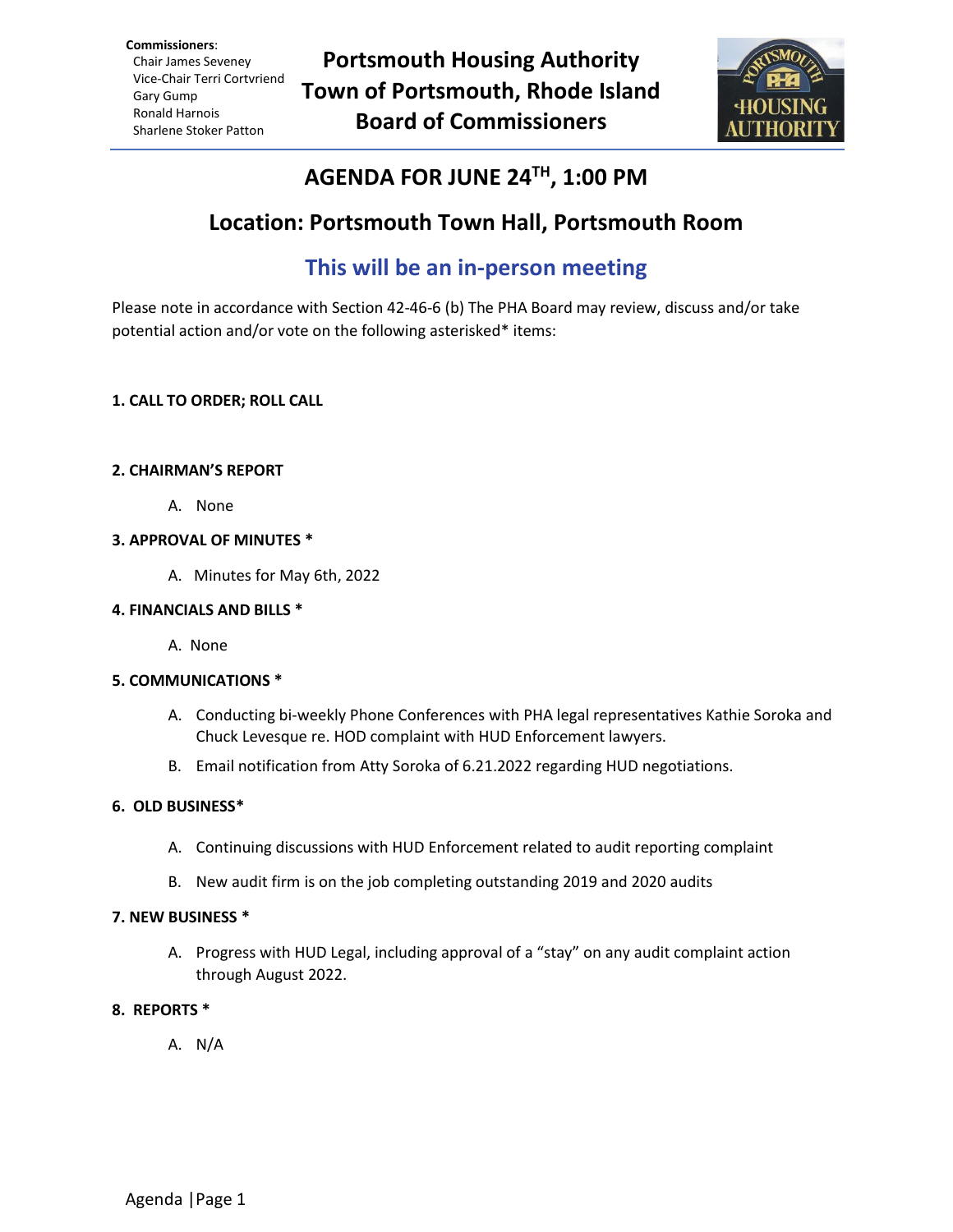**Commissioners**:
Chair James Seveney
Vice-Chair Terri Cortvriend
Gary Gump
Ronald Harnois
Sharlene Stoker Patton

# Portsmouth Housing Authority
# Town of Portsmouth, Rhode Island
# Board of Commissioners

## AGENDA FOR JUNE 24TH, 1:00 PM

## Location: Portsmouth Town Hall, Portsmouth Room

## This will be an in-person meeting

Please note in accordance with Section 42-46-6 (b) The PHA Board may review, discuss and/or take potential action and/or vote on the following asterisked* items:

**1. CALL TO ORDER; ROLL CALL**

**2. CHAIRMAN'S REPORT**

A. None

**3. APPROVAL OF MINUTES ***

A. Minutes for May 6th, 2022

**4. FINANCIALS AND BILLS ***

A. None

**5. COMMUNICATIONS ***

A. Conducting bi-weekly Phone Conferences with PHA legal representatives Kathie Soroka and Chuck Levesque re. HOD complaint with HUD Enforcement lawyers.

B. Email notification from Atty Soroka of 6.21.2022 regarding HUD negotiations.

**6. OLD BUSINESS***

A. Continuing discussions with HUD Enforcement related to audit reporting complaint

B. New audit firm is on the job completing outstanding 2019 and 2020 audits

**7. NEW BUSINESS ***

A. Progress with HUD Legal, including approval of a "stay" on any audit complaint action through August 2022.

**8. REPORTS ***

A. N/A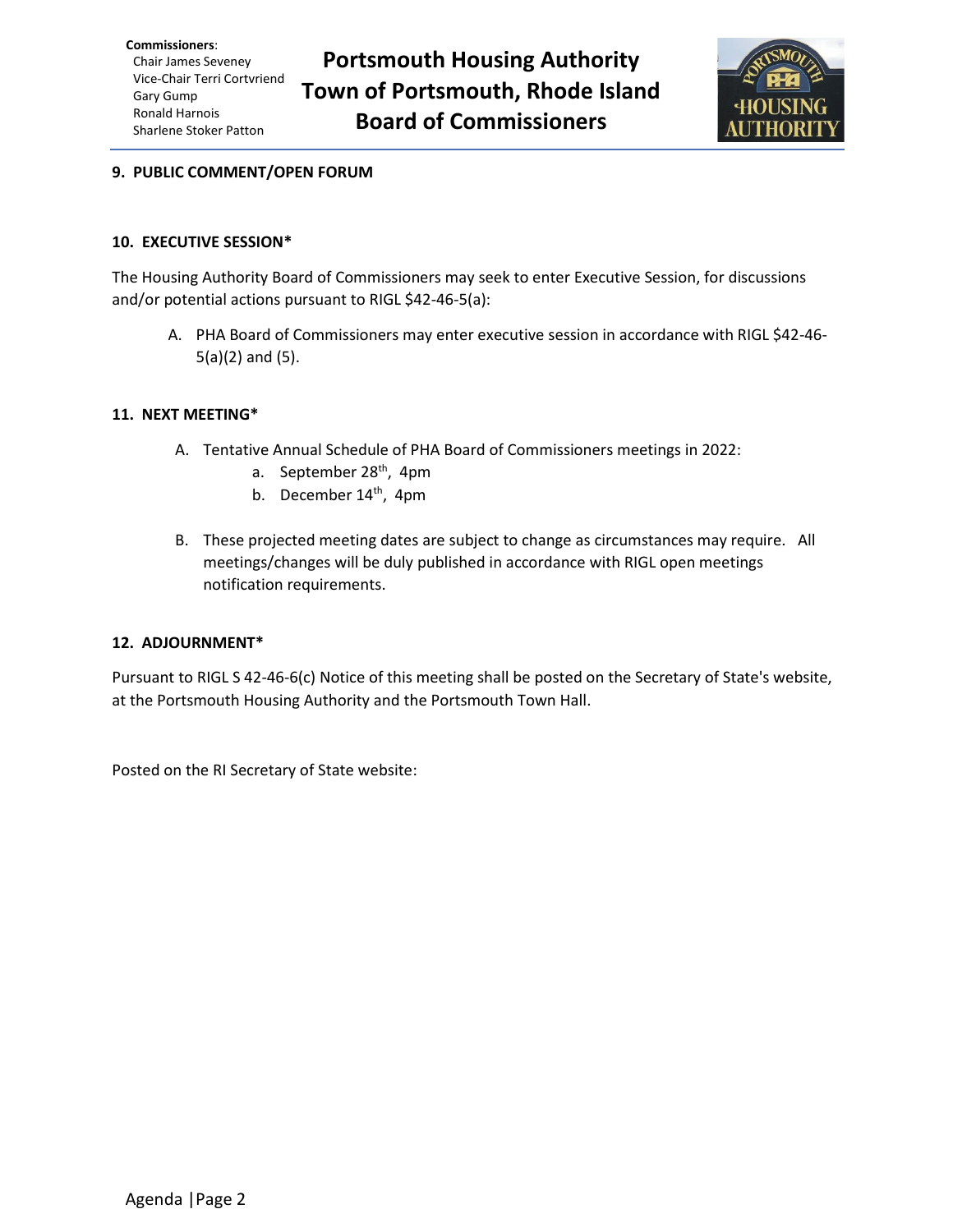### 9. PUBLIC COMMENT/OPEN FORUM

### 10. EXECUTIVE SESSION*

The Housing Authority Board of Commissioners may seek to enter Executive Session, for discussions and/or potential actions pursuant to RIGL $42-46-5(a):

A. PHA Board of Commissioners may enter executive session in accordance with RIGL $42-46-5(a)(2) and (5).

### 11. NEXT MEETING*

A. Tentative Annual Schedule of PHA Board of Commissioners meetings in 2022:
   a. September 28th, 4pm
   b. December 14th, 4pm

B. These projected meeting dates are subject to change as circumstances may require. All meetings/changes will be duly published in accordance with RIGL open meetings notification requirements.

### 12. ADJOURNMENT*

Pursuant to RIGL S 42-46-6(c) Notice of this meeting shall be posted on the Secretary of State's website, at the Portsmouth Housing Authority and the Portsmouth Town Hall.

Posted on the RI Secretary of State website: